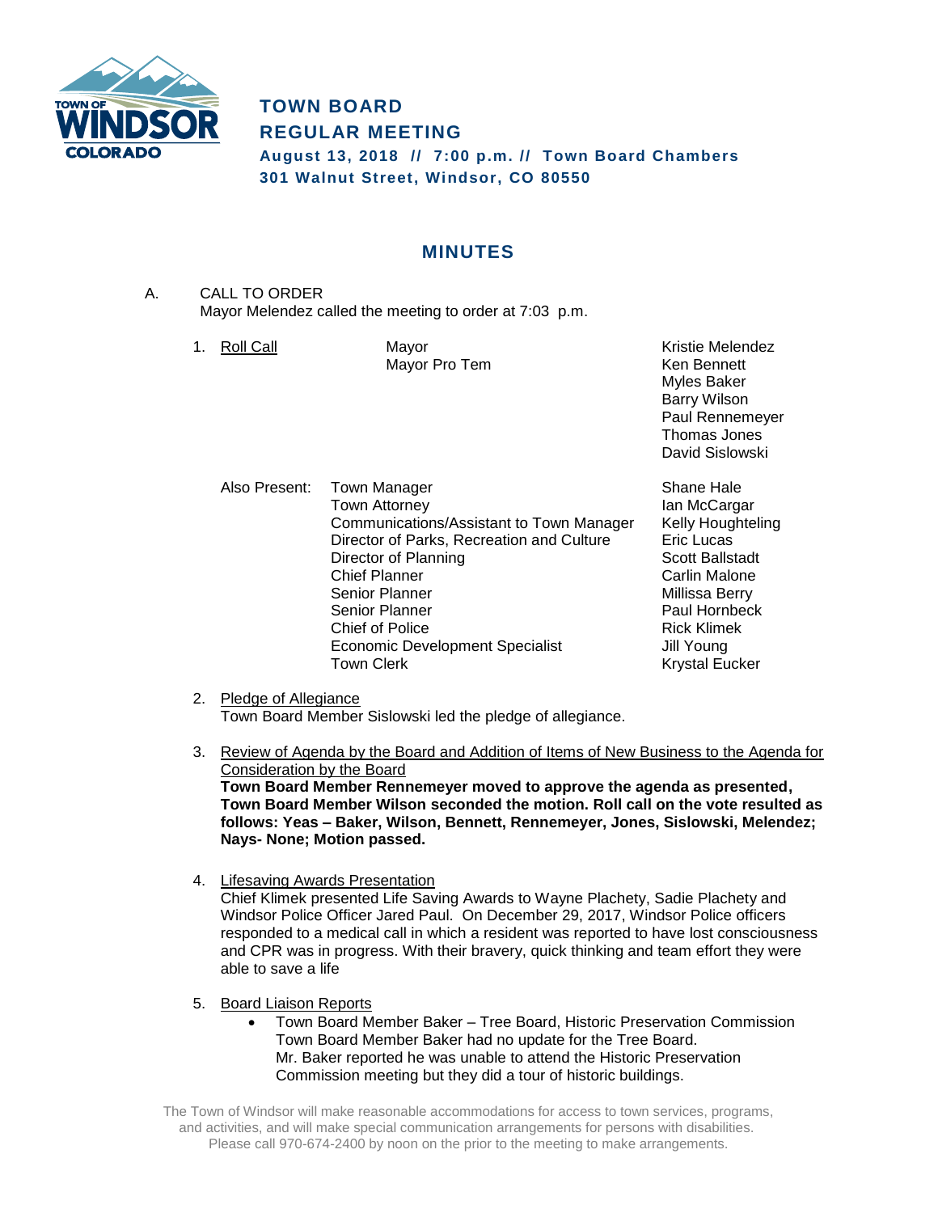# TOWN BOARD
# REGULAR MEETING

**August 13, 2018 // 7:00 p.m. // Town Board Chambers**
**301 Walnut Street, Windsor, CO 80550**

## MINUTES

A. CALL TO ORDER
Mayor Melendez called the meeting to order at 7:03 p.m.

1. Roll Call

| | |
|---|---|
| Mayor | Kristie Melendez |
| Mayor Pro Tem | Ken Bennett |
| | Myles Baker |
| | Barry Wilson |
| | Paul Rennemeyer |
| | Thomas Jones |
| | David Sislowski |

Also Present:

| | |
|---|---|
| Town Manager | Shane Hale |
| Town Attorney | Ian McCargar |
| Communications/Assistant to Town Manager | Kelly Houghteling |
| Director of Parks, Recreation and Culture | Eric Lucas |
| Director of Planning | Scott Ballstadt |
| Chief Planner | Carlin Malone |
| Senior Planner | Millissa Berry |
| Senior Planner | Paul Hornbeck |
| Chief of Police | Rick Klimek |
| Economic Development Specialist | Jill Young |
| Town Clerk | Krystal Eucker |

2. Pledge of Allegiance
Town Board Member Sislowski led the pledge of allegiance.

3. Review of Agenda by the Board and Addition of Items of New Business to the Agenda for Consideration by the Board
**Town Board Member Rennemeyer moved to approve the agenda as presented, Town Board Member Wilson seconded the motion. Roll call on the vote resulted as follows: Yeas – Baker, Wilson, Bennett, Rennemeyer, Jones, Sislowski, Melendez; Nays- None; Motion passed.**

4. Lifesaving Awards Presentation
Chief Klimek presented Life Saving Awards to Wayne Plachety, Sadie Plachety and Windsor Police Officer Jared Paul. On December 29, 2017, Windsor Police officers responded to a medical call in which a resident was reported to have lost consciousness and CPR was in progress. With their bravery, quick thinking and team effort they were able to save a life

5. Board Liaison Reports
   - Town Board Member Baker – Tree Board, Historic Preservation Commission
     Town Board Member Baker had no update for the Tree Board.
     Mr. Baker reported he was unable to attend the Historic Preservation Commission meeting but they did a tour of historic buildings.

The Town of Windsor will make reasonable accommodations for access to town services, programs, and activities, and will make special communication arrangements for persons with disabilities. Please call 970-674-2400 by noon on the prior to the meeting to make arrangements.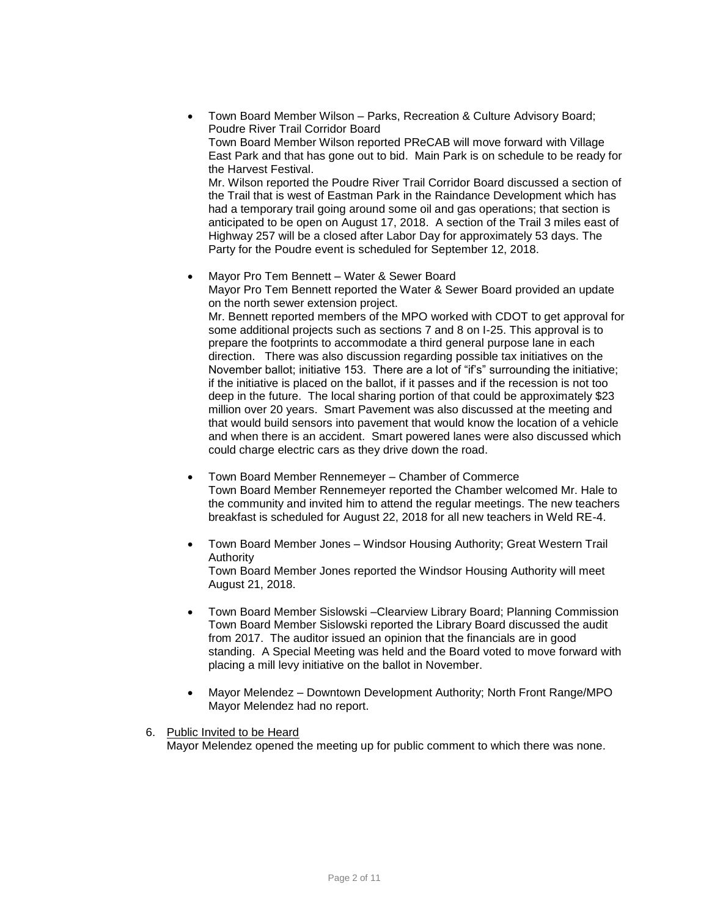- Town Board Member Wilson – Parks, Recreation & Culture Advisory Board; Poudre River Trail Corridor Board
  Town Board Member Wilson reported PReCAB will move forward with Village East Park and that has gone out to bid. Main Park is on schedule to be ready for the Harvest Festival.
  Mr. Wilson reported the Poudre River Trail Corridor Board discussed a section of the Trail that is west of Eastman Park in the Raindance Development which has had a temporary trail going around some oil and gas operations; that section is anticipated to be open on August 17, 2018. A section of the Trail 3 miles east of Highway 257 will be a closed after Labor Day for approximately 53 days. The Party for the Poudre event is scheduled for September 12, 2018.

- Mayor Pro Tem Bennett – Water & Sewer Board
  Mayor Pro Tem Bennett reported the Water & Sewer Board provided an update on the north sewer extension project.
  Mr. Bennett reported members of the MPO worked with CDOT to get approval for some additional projects such as sections 7 and 8 on I-25. This approval is to prepare the footprints to accommodate a third general purpose lane in each direction. There was also discussion regarding possible tax initiatives on the November ballot; initiative 153. There are a lot of "if's" surrounding the initiative; if the initiative is placed on the ballot, if it passes and if the recession is not too deep in the future. The local sharing portion of that could be approximately $23 million over 20 years. Smart Pavement was also discussed at the meeting and that would build sensors into pavement that would know the location of a vehicle and when there is an accident. Smart powered lanes were also discussed which could charge electric cars as they drive down the road.

- Town Board Member Rennemeyer – Chamber of Commerce
  Town Board Member Rennemeyer reported the Chamber welcomed Mr. Hale to the community and invited him to attend the regular meetings. The new teachers breakfast is scheduled for August 22, 2018 for all new teachers in Weld RE-4.

- Town Board Member Jones – Windsor Housing Authority; Great Western Trail Authority
  Town Board Member Jones reported the Windsor Housing Authority will meet August 21, 2018.

- Town Board Member Sislowski –Clearview Library Board; Planning Commission
  Town Board Member Sislowski reported the Library Board discussed the audit from 2017. The auditor issued an opinion that the financials are in good standing. A Special Meeting was held and the Board voted to move forward with placing a mill levy initiative on the ballot in November.

- Mayor Melendez – Downtown Development Authority; North Front Range/MPO
  Mayor Melendez had no report.

6. Public Invited to be Heard
   Mayor Melendez opened the meeting up for public comment to which there was none.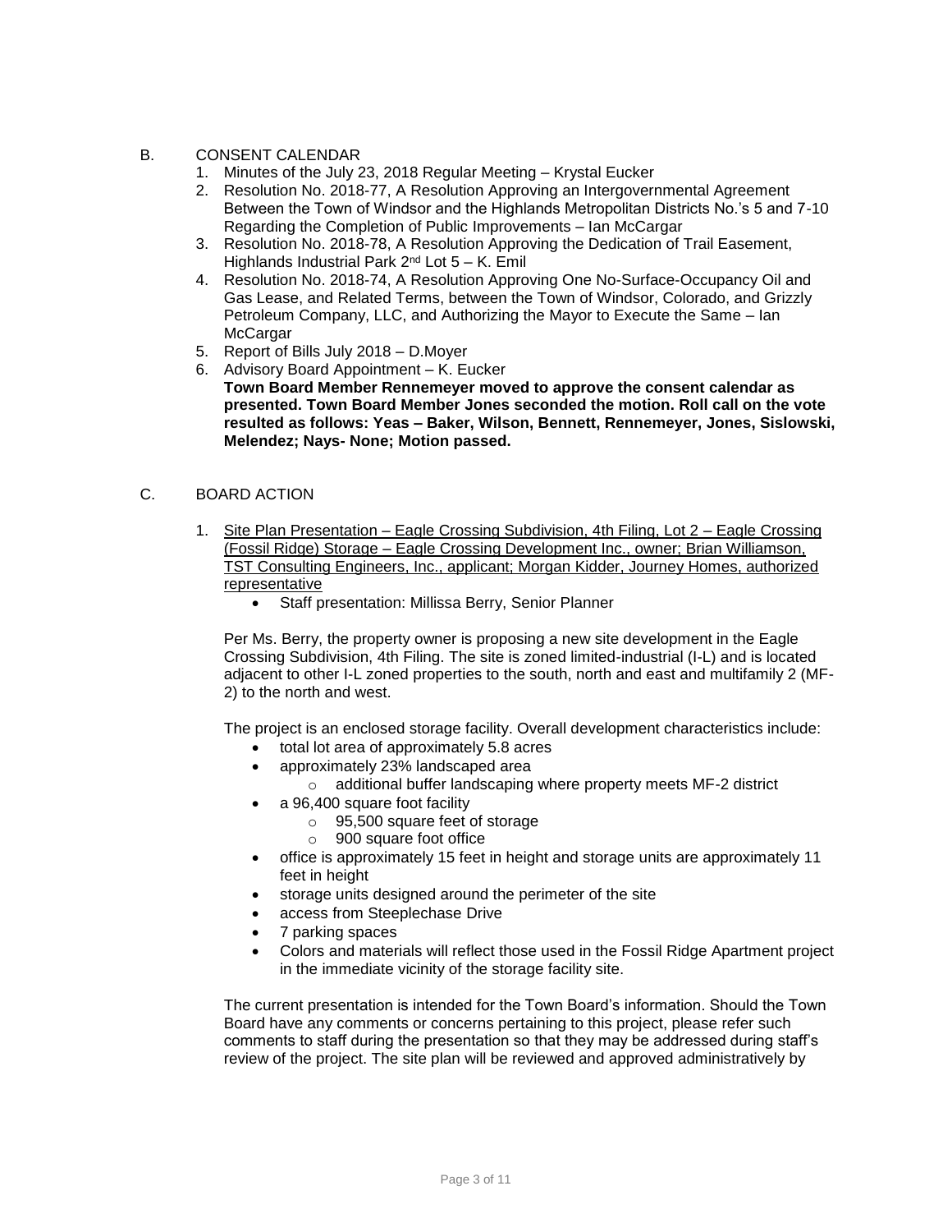B. CONSENT CALENDAR

1. Minutes of the July 23, 2018 Regular Meeting – Krystal Eucker
2. Resolution No. 2018-77, A Resolution Approving an Intergovernmental Agreement Between the Town of Windsor and the Highlands Metropolitan Districts No.'s 5 and 7-10 Regarding the Completion of Public Improvements – Ian McCargar
3. Resolution No. 2018-78, A Resolution Approving the Dedication of Trail Easement, Highlands Industrial Park 2nd Lot 5 – K. Emil
4. Resolution No. 2018-74, A Resolution Approving One No-Surface-Occupancy Oil and Gas Lease, and Related Terms, between the Town of Windsor, Colorado, and Grizzly Petroleum Company, LLC, and Authorizing the Mayor to Execute the Same – Ian McCargar
5. Report of Bills July 2018 – D.Moyer
6. Advisory Board Appointment – K. Eucker

**Town Board Member Rennemeyer moved to approve the consent calendar as presented. Town Board Member Jones seconded the motion. Roll call on the vote resulted as follows: Yeas – Baker, Wilson, Bennett, Rennemeyer, Jones, Sislowski, Melendez; Nays- None; Motion passed.**

C. BOARD ACTION

1. Site Plan Presentation – Eagle Crossing Subdivision, 4th Filing, Lot 2 – Eagle Crossing (Fossil Ridge) Storage – Eagle Crossing Development Inc., owner; Brian Williamson, TST Consulting Engineers, Inc., applicant; Morgan Kidder, Journey Homes, authorized representative
   - Staff presentation: Millissa Berry, Senior Planner

Per Ms. Berry, the property owner is proposing a new site development in the Eagle Crossing Subdivision, 4th Filing. The site is zoned limited-industrial (I-L) and is located adjacent to other I-L zoned properties to the south, north and east and multifamily 2 (MF-2) to the north and west.

The project is an enclosed storage facility. Overall development characteristics include:

- total lot area of approximately 5.8 acres
- approximately 23% landscaped area
  - additional buffer landscaping where property meets MF-2 district
- a 96,400 square foot facility
  - 95,500 square feet of storage
  - 900 square foot office
- office is approximately 15 feet in height and storage units are approximately 11 feet in height
- storage units designed around the perimeter of the site
- access from Steeplechase Drive
- 7 parking spaces
- Colors and materials will reflect those used in the Fossil Ridge Apartment project in the immediate vicinity of the storage facility site.

The current presentation is intended for the Town Board's information. Should the Town Board have any comments or concerns pertaining to this project, please refer such comments to staff during the presentation so that they may be addressed during staff's review of the project. The site plan will be reviewed and approved administratively by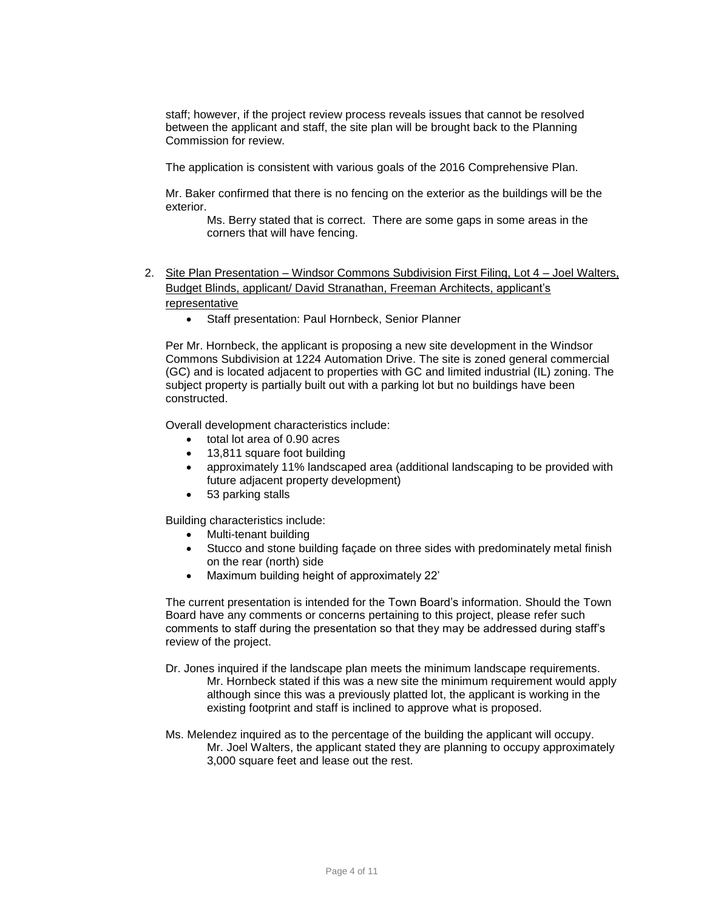staff; however, if the project review process reveals issues that cannot be resolved between the applicant and staff, the site plan will be brought back to the Planning Commission for review.

The application is consistent with various goals of the 2016 Comprehensive Plan.

Mr. Baker confirmed that there is no fencing on the exterior as the buildings will be the exterior.

> Ms. Berry stated that is correct. There are some gaps in some areas in the corners that will have fencing.

2. Site Plan Presentation – Windsor Commons Subdivision First Filing, Lot 4 – Joel Walters, Budget Blinds, applicant/ David Stranathan, Freeman Architects, applicant's representative
   - Staff presentation: Paul Hornbeck, Senior Planner

Per Mr. Hornbeck, the applicant is proposing a new site development in the Windsor Commons Subdivision at 1224 Automation Drive. The site is zoned general commercial (GC) and is located adjacent to properties with GC and limited industrial (IL) zoning. The subject property is partially built out with a parking lot but no buildings have been constructed.

Overall development characteristics include:

- total lot area of 0.90 acres
- 13,811 square foot building
- approximately 11% landscaped area (additional landscaping to be provided with future adjacent property development)
- 53 parking stalls

Building characteristics include:

- Multi-tenant building
- Stucco and stone building façade on three sides with predominately metal finish on the rear (north) side
- Maximum building height of approximately 22'

The current presentation is intended for the Town Board's information. Should the Town Board have any comments or concerns pertaining to this project, please refer such comments to staff during the presentation so that they may be addressed during staff's review of the project.

Dr. Jones inquired if the landscape plan meets the minimum landscape requirements.

> Mr. Hornbeck stated if this was a new site the minimum requirement would apply although since this was a previously platted lot, the applicant is working in the existing footprint and staff is inclined to approve what is proposed.

Ms. Melendez inquired as to the percentage of the building the applicant will occupy.

> Mr. Joel Walters, the applicant stated they are planning to occupy approximately 3,000 square feet and lease out the rest.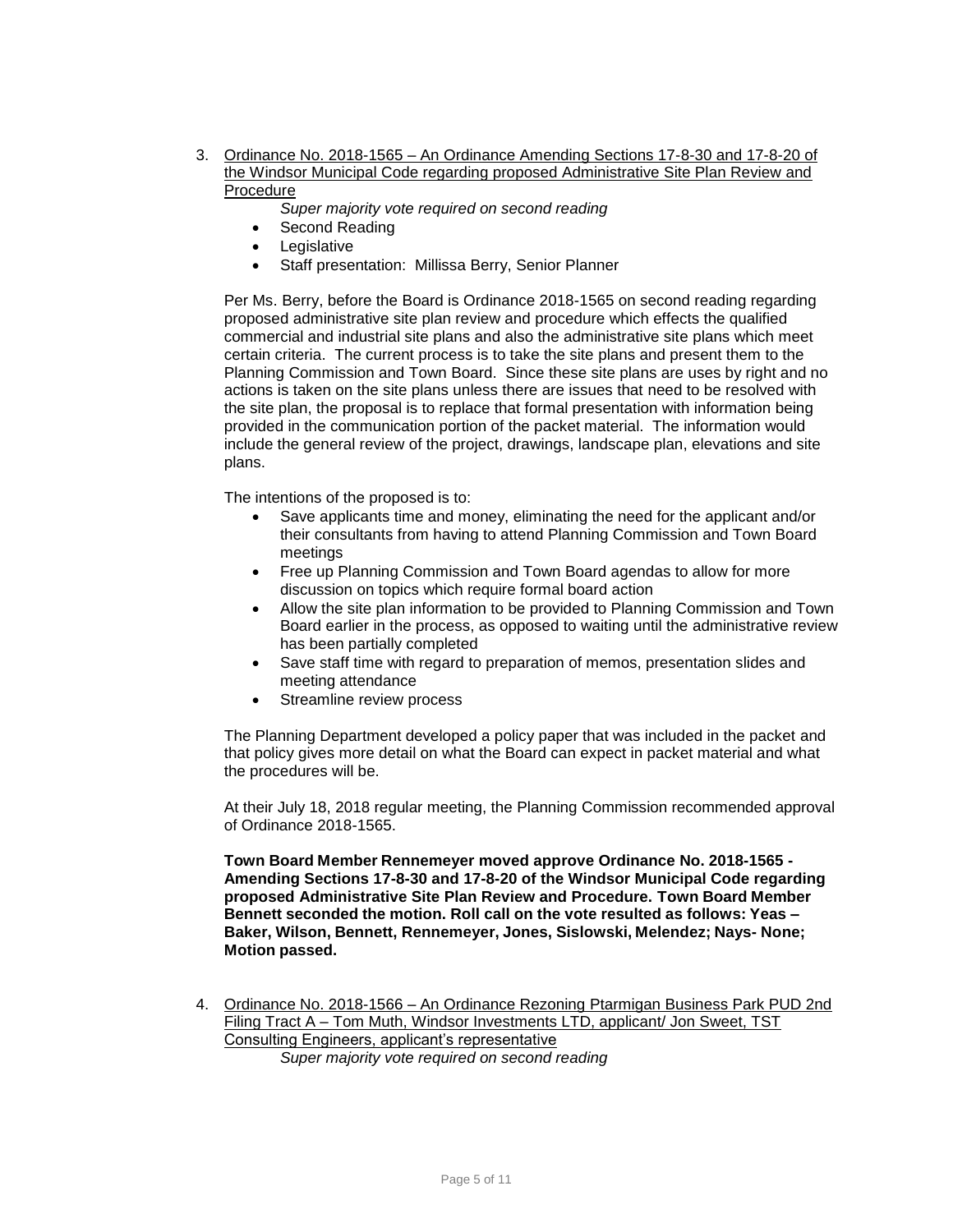3. <u>Ordinance No. 2018-1565 – An Ordinance Amending Sections 17-8-30 and 17-8-20 of the Windsor Municipal Code regarding proposed Administrative Site Plan Review and Procedure</u>

   *Super majority vote required on second reading*

   - Second Reading
   - Legislative
   - Staff presentation: Millissa Berry, Senior Planner

   Per Ms. Berry, before the Board is Ordinance 2018-1565 on second reading regarding proposed administrative site plan review and procedure which effects the qualified commercial and industrial site plans and also the administrative site plans which meet certain criteria. The current process is to take the site plans and present them to the Planning Commission and Town Board. Since these site plans are uses by right and no actions is taken on the site plans unless there are issues that need to be resolved with the site plan, the proposal is to replace that formal presentation with information being provided in the communication portion of the packet material. The information would include the general review of the project, drawings, landscape plan, elevations and site plans.

   The intentions of the proposed is to:

   - Save applicants time and money, eliminating the need for the applicant and/or their consultants from having to attend Planning Commission and Town Board meetings
   - Free up Planning Commission and Town Board agendas to allow for more discussion on topics which require formal board action
   - Allow the site plan information to be provided to Planning Commission and Town Board earlier in the process, as opposed to waiting until the administrative review has been partially completed
   - Save staff time with regard to preparation of memos, presentation slides and meeting attendance
   - Streamline review process

   The Planning Department developed a policy paper that was included in the packet and that policy gives more detail on what the Board can expect in packet material and what the procedures will be.

   At their July 18, 2018 regular meeting, the Planning Commission recommended approval of Ordinance 2018-1565.

   **Town Board Member Rennemeyer moved approve Ordinance No. 2018-1565 - Amending Sections 17-8-30 and 17-8-20 of the Windsor Municipal Code regarding proposed Administrative Site Plan Review and Procedure. Town Board Member Bennett seconded the motion. Roll call on the vote resulted as follows: Yeas – Baker, Wilson, Bennett, Rennemeyer, Jones, Sislowski, Melendez; Nays- None; Motion passed.**

4. <u>Ordinance No. 2018-1566 – An Ordinance Rezoning Ptarmigan Business Park PUD 2nd Filing Tract A – Tom Muth, Windsor Investments LTD, applicant/ Jon Sweet, TST Consulting Engineers, applicant's representative</u>

   *Super majority vote required on second reading*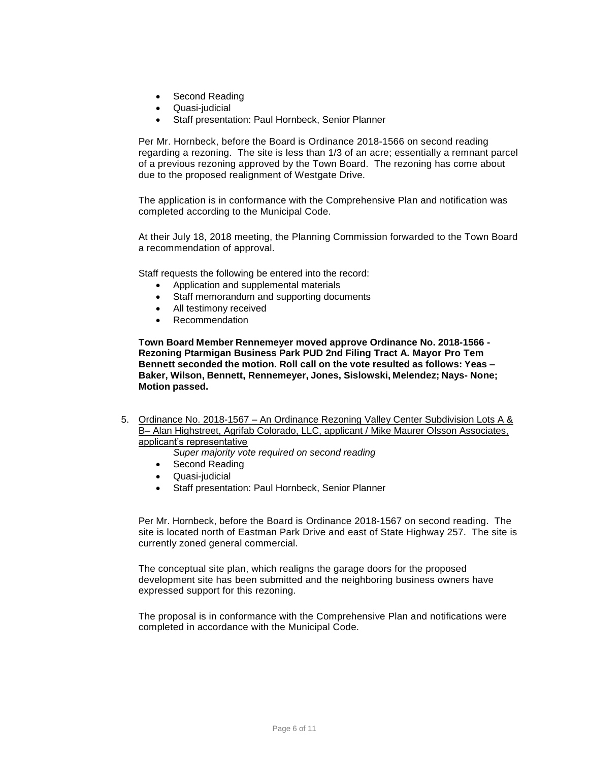- Second Reading
- Quasi-judicial
- Staff presentation: Paul Hornbeck, Senior Planner

Per Mr. Hornbeck, before the Board is Ordinance 2018-1566 on second reading regarding a rezoning. The site is less than 1/3 of an acre; essentially a remnant parcel of a previous rezoning approved by the Town Board. The rezoning has come about due to the proposed realignment of Westgate Drive.

The application is in conformance with the Comprehensive Plan and notification was completed according to the Municipal Code.

At their July 18, 2018 meeting, the Planning Commission forwarded to the Town Board a recommendation of approval.

Staff requests the following be entered into the record:

- Application and supplemental materials
- Staff memorandum and supporting documents
- All testimony received
- Recommendation

**Town Board Member Rennemeyer moved approve Ordinance No. 2018-1566 - Rezoning Ptarmigan Business Park PUD 2nd Filing Tract A. Mayor Pro Tem Bennett seconded the motion. Roll call on the vote resulted as follows: Yeas – Baker, Wilson, Bennett, Rennemeyer, Jones, Sislowski, Melendez; Nays- None; Motion passed.**

5. Ordinance No. 2018-1567 – An Ordinance Rezoning Valley Center Subdivision Lots A & B– Alan Highstreet, Agrifab Colorado, LLC, applicant / Mike Maurer Olsson Associates, applicant's representative

   *Super majority vote required on second reading*

   - Second Reading
   - Quasi-judicial
   - Staff presentation: Paul Hornbeck, Senior Planner

   Per Mr. Hornbeck, before the Board is Ordinance 2018-1567 on second reading. The site is located north of Eastman Park Drive and east of State Highway 257. The site is currently zoned general commercial.

   The conceptual site plan, which realigns the garage doors for the proposed development site has been submitted and the neighboring business owners have expressed support for this rezoning.

   The proposal is in conformance with the Comprehensive Plan and notifications were completed in accordance with the Municipal Code.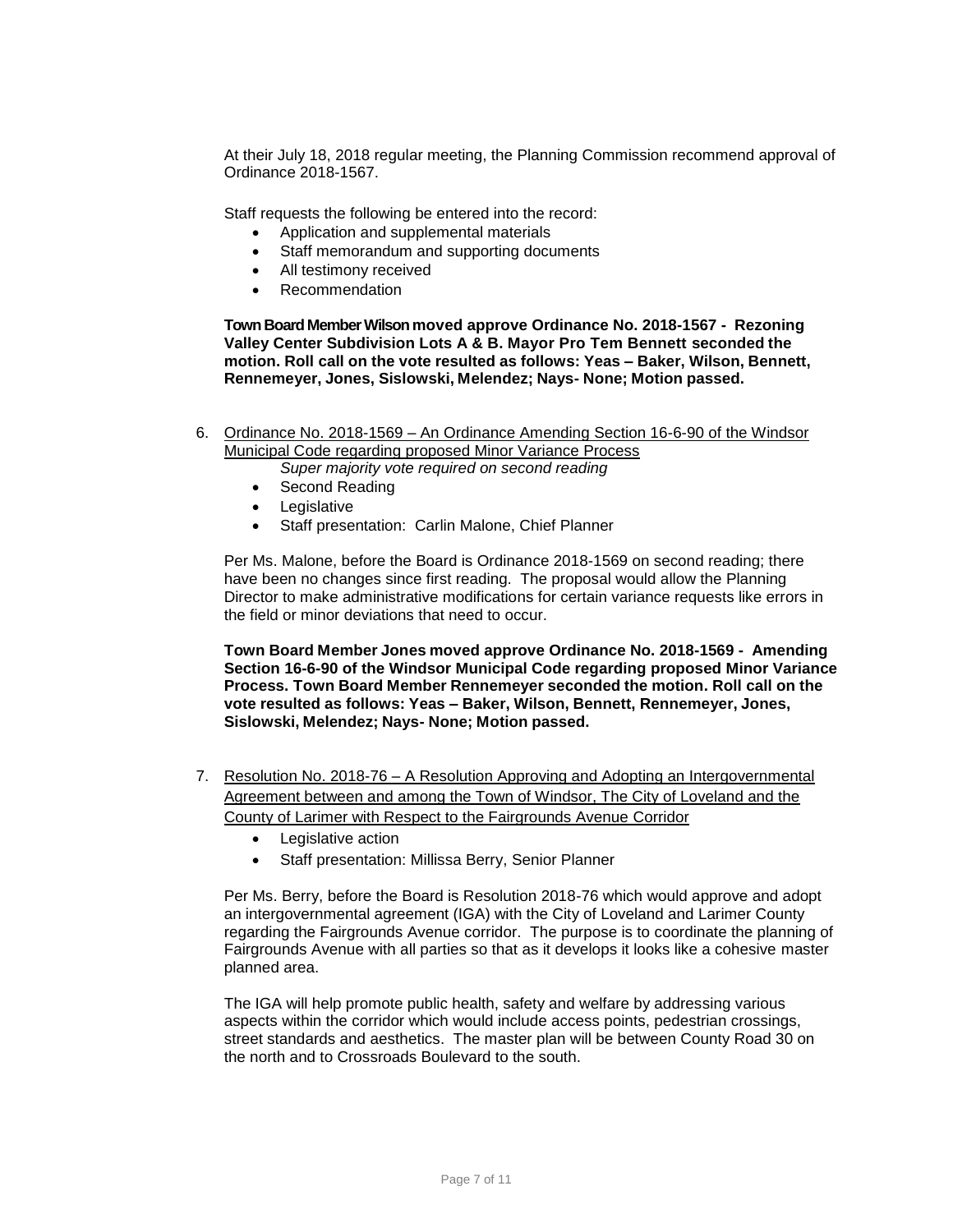At their July 18, 2018 regular meeting, the Planning Commission recommend approval of Ordinance 2018-1567.

Staff requests the following be entered into the record:

- Application and supplemental materials
- Staff memorandum and supporting documents
- All testimony received
- Recommendation

**Town Board Member Wilson moved approve Ordinance No. 2018-1567 - Rezoning Valley Center Subdivision Lots A & B. Mayor Pro Tem Bennett seconded the motion. Roll call on the vote resulted as follows: Yeas – Baker, Wilson, Bennett, Rennemeyer, Jones, Sislowski, Melendez; Nays- None; Motion passed.**

6. Ordinance No. 2018-1569 – An Ordinance Amending Section 16-6-90 of the Windsor Municipal Code regarding proposed Minor Variance Process
   *Super majority vote required on second reading*
   - Second Reading
   - Legislative
   - Staff presentation: Carlin Malone, Chief Planner

   Per Ms. Malone, before the Board is Ordinance 2018-1569 on second reading; there have been no changes since first reading. The proposal would allow the Planning Director to make administrative modifications for certain variance requests like errors in the field or minor deviations that need to occur.

   **Town Board Member Jones moved approve Ordinance No. 2018-1569 - Amending Section 16-6-90 of the Windsor Municipal Code regarding proposed Minor Variance Process. Town Board Member Rennemeyer seconded the motion. Roll call on the vote resulted as follows: Yeas – Baker, Wilson, Bennett, Rennemeyer, Jones, Sislowski, Melendez; Nays- None; Motion passed.**

7. Resolution No. 2018-76 – A Resolution Approving and Adopting an Intergovernmental Agreement between and among the Town of Windsor, The City of Loveland and the County of Larimer with Respect to the Fairgrounds Avenue Corridor
   - Legislative action
   - Staff presentation: Millissa Berry, Senior Planner

   Per Ms. Berry, before the Board is Resolution 2018-76 which would approve and adopt an intergovernmental agreement (IGA) with the City of Loveland and Larimer County regarding the Fairgrounds Avenue corridor. The purpose is to coordinate the planning of Fairgrounds Avenue with all parties so that as it develops it looks like a cohesive master planned area.

   The IGA will help promote public health, safety and welfare by addressing various aspects within the corridor which would include access points, pedestrian crossings, street standards and aesthetics. The master plan will be between County Road 30 on the north and to Crossroads Boulevard to the south.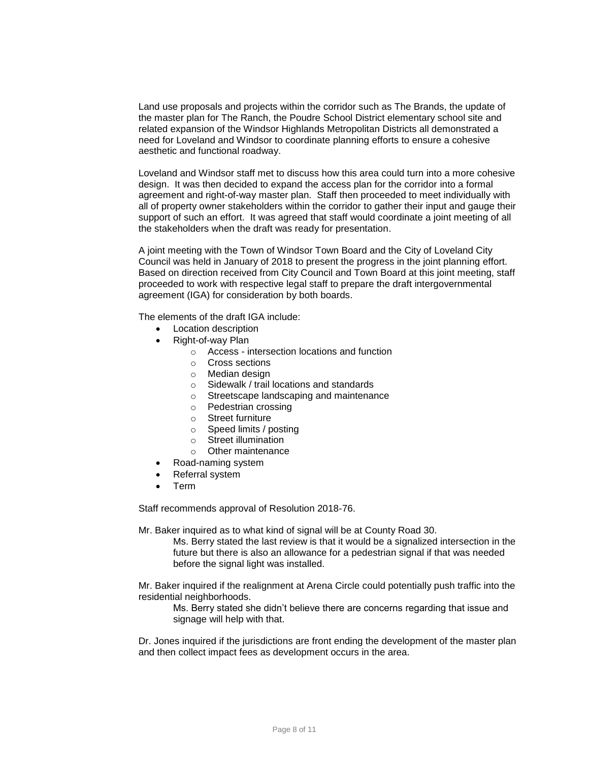Land use proposals and projects within the corridor such as The Brands, the update of the master plan for The Ranch, the Poudre School District elementary school site and related expansion of the Windsor Highlands Metropolitan Districts all demonstrated a need for Loveland and Windsor to coordinate planning efforts to ensure a cohesive aesthetic and functional roadway.

Loveland and Windsor staff met to discuss how this area could turn into a more cohesive design. It was then decided to expand the access plan for the corridor into a formal agreement and right-of-way master plan. Staff then proceeded to meet individually with all of property owner stakeholders within the corridor to gather their input and gauge their support of such an effort. It was agreed that staff would coordinate a joint meeting of all the stakeholders when the draft was ready for presentation.

A joint meeting with the Town of Windsor Town Board and the City of Loveland City Council was held in January of 2018 to present the progress in the joint planning effort. Based on direction received from City Council and Town Board at this joint meeting, staff proceeded to work with respective legal staff to prepare the draft intergovernmental agreement (IGA) for consideration by both boards.

The elements of the draft IGA include:

- Location description
- Right-of-way Plan
  - Access - intersection locations and function
  - Cross sections
  - Median design
  - Sidewalk / trail locations and standards
  - Streetscape landscaping and maintenance
  - Pedestrian crossing
  - Street furniture
  - Speed limits / posting
  - Street illumination
  - Other maintenance
- Road-naming system
- Referral system
- Term

Staff recommends approval of Resolution 2018-76.

Mr. Baker inquired as to what kind of signal will be at County Road 30.

> Ms. Berry stated the last review is that it would be a signalized intersection in the future but there is also an allowance for a pedestrian signal if that was needed before the signal light was installed.

Mr. Baker inquired if the realignment at Arena Circle could potentially push traffic into the residential neighborhoods.

> Ms. Berry stated she didn't believe there are concerns regarding that issue and signage will help with that.

Dr. Jones inquired if the jurisdictions are front ending the development of the master plan and then collect impact fees as development occurs in the area.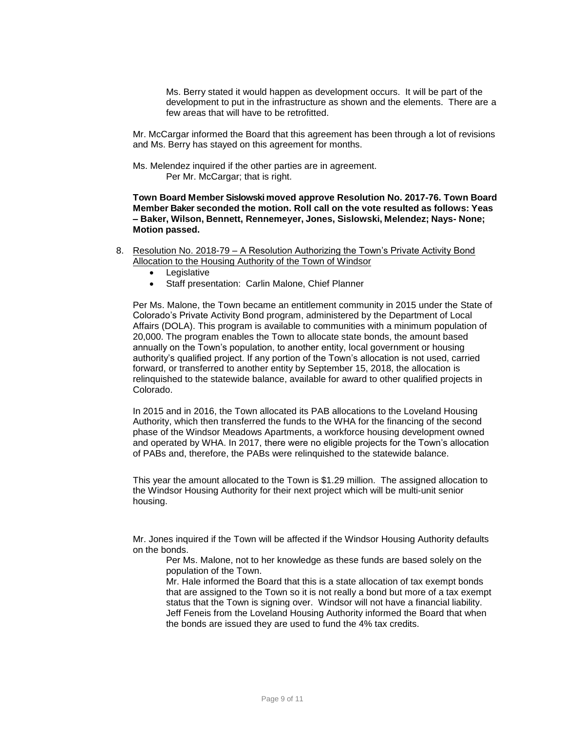Ms. Berry stated it would happen as development occurs. It will be part of the development to put in the infrastructure as shown and the elements. There are a few areas that will have to be retrofitted.

Mr. McCargar informed the Board that this agreement has been through a lot of revisions and Ms. Berry has stayed on this agreement for months.

Ms. Melendez inquired if the other parties are in agreement.

Per Mr. McCargar; that is right.

**Town Board Member Sislowski moved approve Resolution No. 2017-76. Town Board Member Baker seconded the motion. Roll call on the vote resulted as follows: Yeas – Baker, Wilson, Bennett, Rennemeyer, Jones, Sislowski, Melendez; Nays- None; Motion passed.**

8. Resolution No. 2018-79 – A Resolution Authorizing the Town's Private Activity Bond Allocation to the Housing Authority of the Town of Windsor
   - Legislative
   - Staff presentation: Carlin Malone, Chief Planner

Per Ms. Malone, the Town became an entitlement community in 2015 under the State of Colorado's Private Activity Bond program, administered by the Department of Local Affairs (DOLA). This program is available to communities with a minimum population of 20,000. The program enables the Town to allocate state bonds, the amount based annually on the Town's population, to another entity, local government or housing authority's qualified project. If any portion of the Town's allocation is not used, carried forward, or transferred to another entity by September 15, 2018, the allocation is relinquished to the statewide balance, available for award to other qualified projects in Colorado.

In 2015 and in 2016, the Town allocated its PAB allocations to the Loveland Housing Authority, which then transferred the funds to the WHA for the financing of the second phase of the Windsor Meadows Apartments, a workforce housing development owned and operated by WHA. In 2017, there were no eligible projects for the Town's allocation of PABs and, therefore, the PABs were relinquished to the statewide balance.

This year the amount allocated to the Town is $1.29 million. The assigned allocation to the Windsor Housing Authority for their next project which will be multi-unit senior housing.

Mr. Jones inquired if the Town will be affected if the Windsor Housing Authority defaults on the bonds.

Per Ms. Malone, not to her knowledge as these funds are based solely on the population of the Town.

Mr. Hale informed the Board that this is a state allocation of tax exempt bonds that are assigned to the Town so it is not really a bond but more of a tax exempt status that the Town is signing over. Windsor will not have a financial liability. Jeff Feneis from the Loveland Housing Authority informed the Board that when the bonds are issued they are used to fund the 4% tax credits.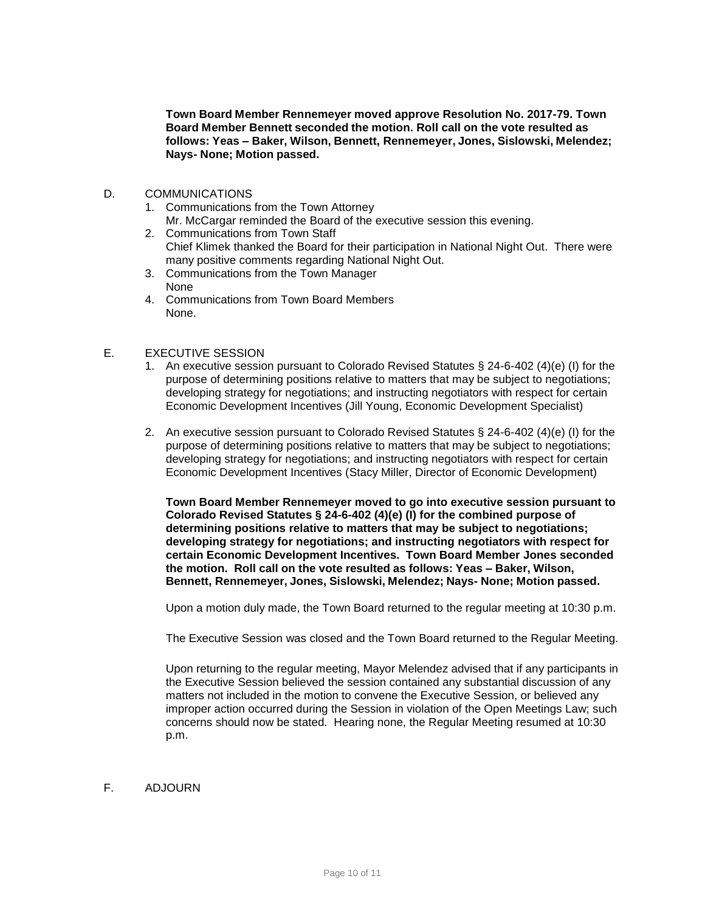**Town Board Member Rennemeyer moved approve Resolution No. 2017-79. Town Board Member Bennett seconded the motion. Roll call on the vote resulted as follows: Yeas – Baker, Wilson, Bennett, Rennemeyer, Jones, Sislowski, Melendez; Nays- None; Motion passed.**

D. COMMUNICATIONS

1. Communications from the Town Attorney
   Mr. McCargar reminded the Board of the executive session this evening.
2. Communications from Town Staff
   Chief Klimek thanked the Board for their participation in National Night Out. There were many positive comments regarding National Night Out.
3. Communications from the Town Manager
   None
4. Communications from Town Board Members
   None.

E. EXECUTIVE SESSION

1. An executive session pursuant to Colorado Revised Statutes § 24-6-402 (4)(e) (I) for the purpose of determining positions relative to matters that may be subject to negotiations; developing strategy for negotiations; and instructing negotiators with respect for certain Economic Development Incentives (Jill Young, Economic Development Specialist)

2. An executive session pursuant to Colorado Revised Statutes § 24-6-402 (4)(e) (I) for the purpose of determining positions relative to matters that may be subject to negotiations; developing strategy for negotiations; and instructing negotiators with respect for certain Economic Development Incentives (Stacy Miller, Director of Economic Development)

   **Town Board Member Rennemeyer moved to go into executive session pursuant to Colorado Revised Statutes § 24-6-402 (4)(e) (I) for the combined purpose of determining positions relative to matters that may be subject to negotiations; developing strategy for negotiations; and instructing negotiators with respect for certain Economic Development Incentives. Town Board Member Jones seconded the motion. Roll call on the vote resulted as follows: Yeas – Baker, Wilson, Bennett, Rennemeyer, Jones, Sislowski, Melendez; Nays- None; Motion passed.**

   Upon a motion duly made, the Town Board returned to the regular meeting at 10:30 p.m.

   The Executive Session was closed and the Town Board returned to the Regular Meeting.

   Upon returning to the regular meeting, Mayor Melendez advised that if any participants in the Executive Session believed the session contained any substantial discussion of any matters not included in the motion to convene the Executive Session, or believed any improper action occurred during the Session in violation of the Open Meetings Law; such concerns should now be stated. Hearing none, the Regular Meeting resumed at 10:30 p.m.

F. ADJOURN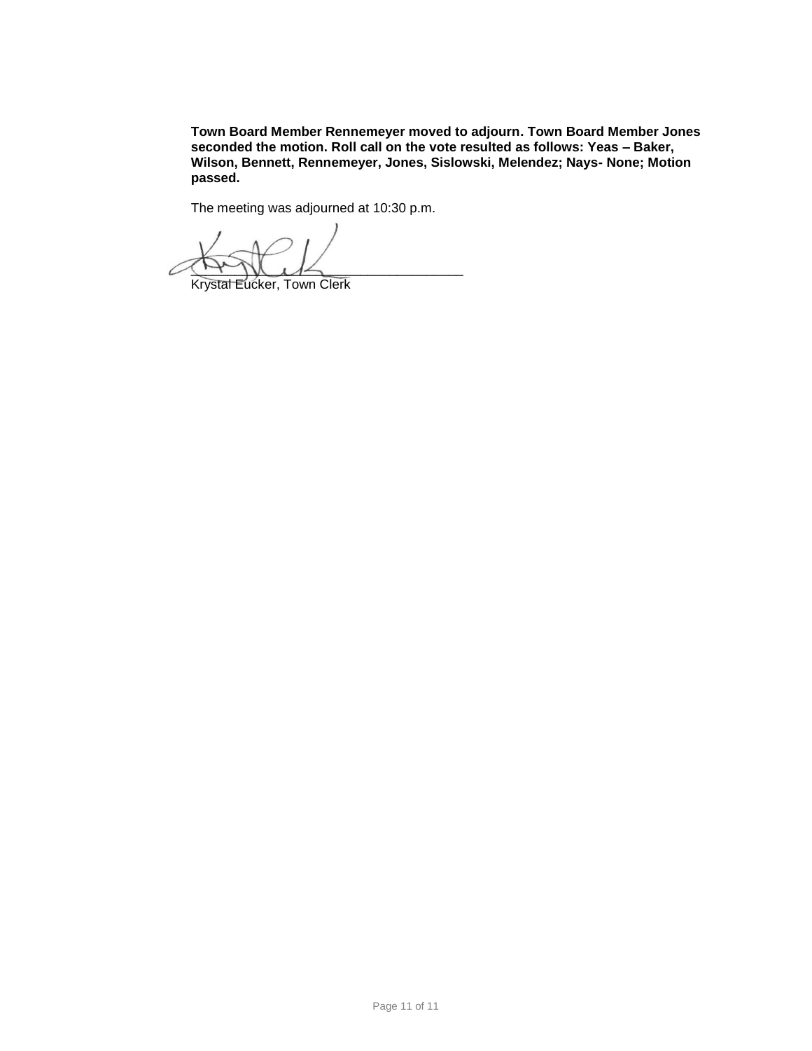**Town Board Member Rennemeyer moved to adjourn. Town Board Member Jones seconded the motion. Roll call on the vote resulted as follows: Yeas – Baker, Wilson, Bennett, Rennemeyer, Jones, Sislowski, Melendez; Nays- None; Motion passed.**

The meeting was adjourned at 10:30 p.m.

\_\_\_\_\_\_\_\_\_\_\_\_\_\_\_\_\_\_\_\_\_\_\_\_\_\_\_\_\_\_\_\_\_\_\_\_

Krystal Eucker, Town Clerk